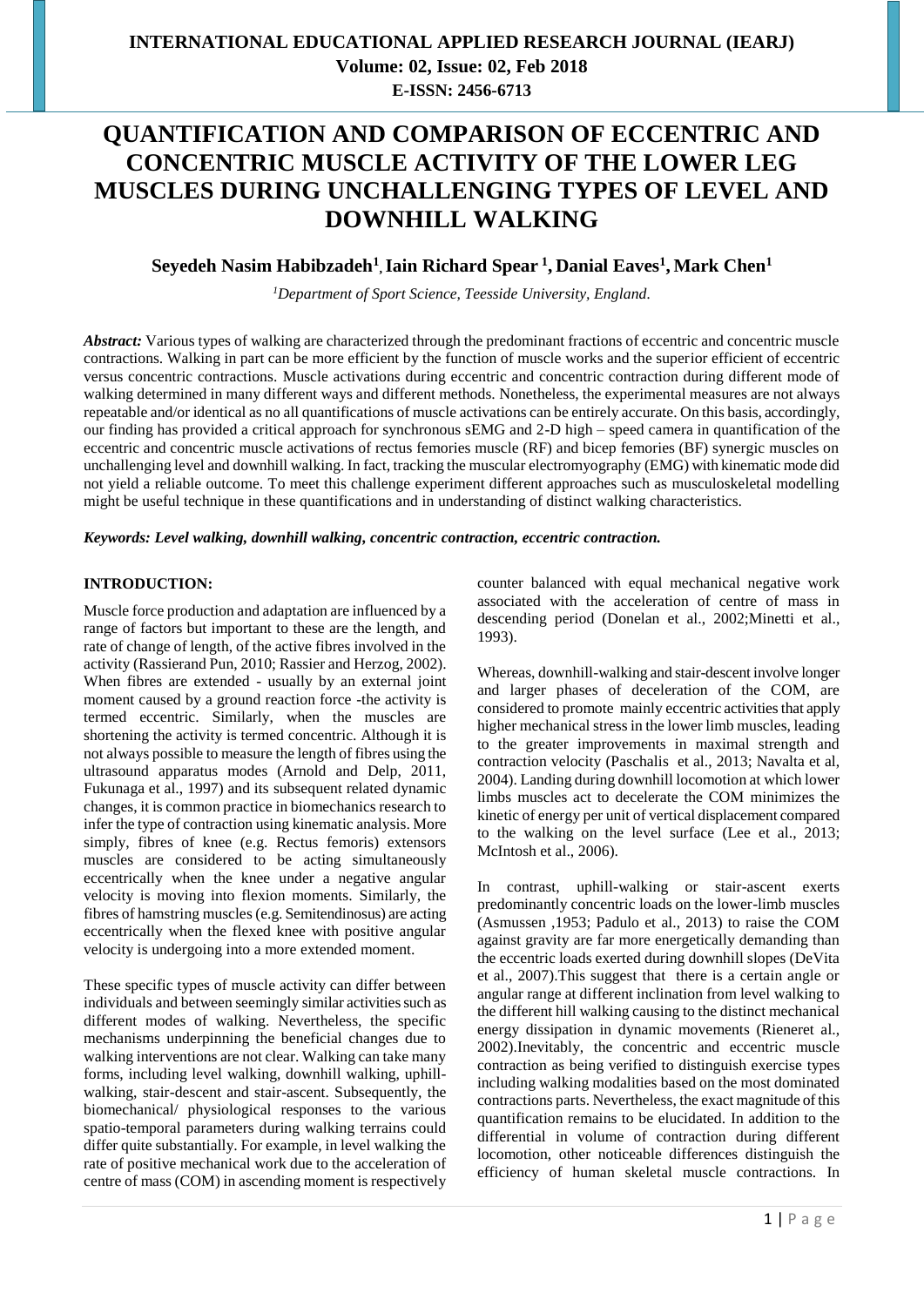# QUANTIFICATION AND COMPARISON OF ECCENTRIC AND CONCENTRIC MUSCLE ACTIVITY OF THE LOWER LEG MUSCLES DURING UNCHALLENGING TYPES OF LEVEL AND DOWNHILL WALKING

**Seyedeh Nasim Habibzadeh[1], Iain Richard Spear [1], Danial Eaves[1], Mark Chen[1]**

*[1]Department of Sport Science, Teesside University, England.*

***Abstract:*** Various types of walking are characterized through the predominant fractions of eccentric and concentric muscle contractions. Walking in part can be more efficient by the function of muscle works and the superior efficient of eccentric versus concentric contractions. Muscle activations during eccentric and concentric contraction during different mode of walking determined in many different ways and different methods. Nonetheless, the experimental measures are not always repeatable and/or identical as no all quantifications of muscle activations can be entirely accurate. On this basis, accordingly, our finding has provided a critical approach for synchronous sEMG and 2-D high – speed camera in quantification of the eccentric and concentric muscle activations of rectus femories muscle (RF) and bicep femories (BF) synergic muscles on unchallenging level and downhill walking. In fact, tracking the muscular electromyography (EMG) with kinematic mode did not yield a reliable outcome. To meet this challenge experiment different approaches such as musculoskeletal modelling might be useful technique in these quantifications and in understanding of distinct walking characteristics.

***Keywords: Level walking, downhill walking, concentric contraction, eccentric contraction.***

## INTRODUCTION:

Muscle force production and adaptation are influenced by a range of factors but important to these are the length, and rate of change of length, of the active fibres involved in the activity (Rassierand Pun, 2010; Rassier and Herzog, 2002). When fibres are extended - usually by an external joint moment caused by a ground reaction force -the activity is termed eccentric. Similarly, when the muscles are shortening the activity is termed concentric. Although it is not always possible to measure the length of fibres using the ultrasound apparatus modes (Arnold and Delp, 2011, Fukunaga et al., 1997) and its subsequent related dynamic changes, it is common practice in biomechanics research to infer the type of contraction using kinematic analysis. More simply, fibres of knee (e.g. Rectus femoris) extensors muscles are considered to be acting simultaneously eccentrically when the knee under a negative angular velocity is moving into flexion moments. Similarly, the fibres of hamstring muscles (e.g. Semitendinosus) are acting eccentrically when the flexed knee with positive angular velocity is undergoing into a more extended moment.

These specific types of muscle activity can differ between individuals and between seemingly similar activities such as different modes of walking. Nevertheless, the specific mechanisms underpinning the beneficial changes due to walking interventions are not clear. Walking can take many forms, including level walking, downhill walking, uphill-walking, stair-descent and stair-ascent. Subsequently, the biomechanical/ physiological responses to the various spatio-temporal parameters during walking terrains could differ quite substantially. For example, in level walking the rate of positive mechanical work due to the acceleration of centre of mass (COM) in ascending moment is respectively counter balanced with equal mechanical negative work associated with the acceleration of centre of mass in descending period (Donelan et al., 2002;Minetti et al., 1993).

Whereas, downhill-walking and stair-descent involve longer and larger phases of deceleration of the COM, are considered to promote mainly eccentric activities that apply higher mechanical stress in the lower limb muscles, leading to the greater improvements in maximal strength and contraction velocity (Paschalis et al., 2013; Navalta et al, 2004). Landing during downhill locomotion at which lower limbs muscles act to decelerate the COM minimizes the kinetic of energy per unit of vertical displacement compared to the walking on the level surface (Lee et al., 2013; McIntosh et al., 2006).

In contrast, uphill-walking or stair-ascent exerts predominantly concentric loads on the lower-limb muscles (Asmussen ,1953; Padulo et al., 2013) to raise the COM against gravity are far more energetically demanding than the eccentric loads exerted during downhill slopes (DeVita et al., 2007).This suggest that there is a certain angle or angular range at different inclination from level walking to the different hill walking causing to the distinct mechanical energy dissipation in dynamic movements (Rieneret al., 2002).Inevitably, the concentric and eccentric muscle contraction as being verified to distinguish exercise types including walking modalities based on the most dominated contractions parts. Nevertheless, the exact magnitude of this quantification remains to be elucidated. In addition to the differential in volume of contraction during different locomotion, other noticeable differences distinguish the efficiency of human skeletal muscle contractions. In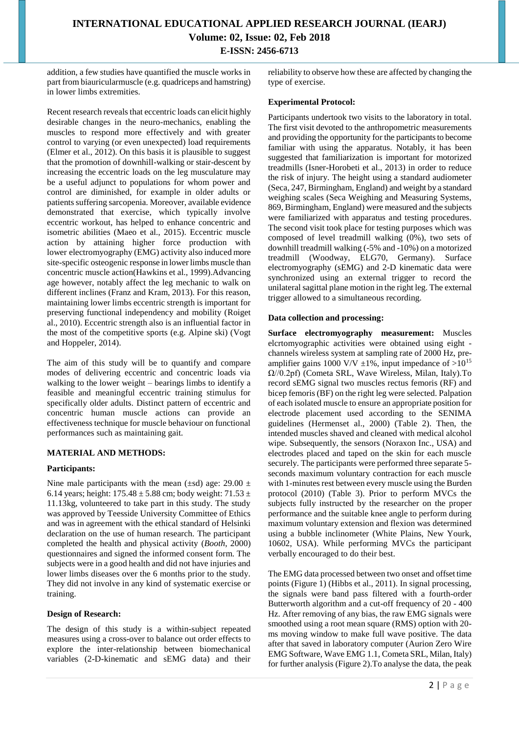addition, a few studies have quantified the muscle works in part from biauricularmuscle (e.g. quadriceps and hamstring) in lower limbs extremities.

Recent research reveals that eccentric loads can elicit highly desirable changes in the neuro-mechanics, enabling the muscles to respond more effectively and with greater control to varying (or even unexpected) load requirements (Elmer et al., 2012). On this basis it is plausible to suggest that the promotion of downhill-walking or stair-descent by increasing the eccentric loads on the leg musculature may be a useful adjunct to populations for whom power and control are diminished, for example in older adults or patients suffering sarcopenia. Moreover, available evidence demonstrated that exercise, which typically involve eccentric workout, has helped to enhance concentric and isometric abilities (Maeo et al., 2015). Eccentric muscle action by attaining higher force production with lower electromyography (EMG) activity also induced more site-specific osteogenic response in lower limbs muscle than concentric muscle action(Hawkins et al., 1999).Advancing age however, notably affect the leg mechanic to walk on different inclines (Franz and Kram, 2013). For this reason, maintaining lower limbs eccentric strength is important for preserving functional independency and mobility (Roiget al., 2010). Eccentric strength also is an influential factor in the most of the competitive sports (e.g. Alpine ski) (Vogt and Hoppeler, 2014).

The aim of this study will be to quantify and compare modes of delivering eccentric and concentric loads via walking to the lower weight – bearings limbs to identify a feasible and meaningful eccentric training stimulus for specifically older adults. Distinct pattern of eccentric and concentric human muscle actions can provide an effectiveness technique for muscle behaviour on functional performances such as maintaining gait.

## MATERIAL AND METHODS:

### Participants:

Nine male participants with the mean (±sd) age: 29.00 ± 6.14 years; height: 175.48 ± 5.88 cm; body weight: 71.53 ± 11.13kg, volunteered to take part in this study. The study was approved by Teesside University Committee of Ethics and was in agreement with the ethical standard of Helsinki declaration on the use of human research. The participant completed the health and physical activity (*Booth*, 2000) questionnaires and signed the informed consent form. The subjects were in a good health and did not have injuries and lower limbs diseases over the 6 months prior to the study. They did not involve in any kind of systematic exercise or training.

### Design of Research:

The design of this study is a within-subject repeated measures using a cross-over to balance out order effects to explore the inter-relationship between biomechanical variables (2-D-kinematic and sEMG data) and their reliability to observe how these are affected by changing the type of exercise.

### Experimental Protocol:

Participants undertook two visits to the laboratory in total. The first visit devoted to the anthropometric measurements and providing the opportunity for the participants to become familiar with using the apparatus. Notably, it has been suggested that familiarization is important for motorized treadmills (Isner-Horobeti et al., 2013) in order to reduce the risk of injury. The height using a standard audiometer (Seca, 247, Birmingham, England) and weight by a standard weighing scales (Seca Weighing and Measuring Systems, 869, Birmingham, England) were measured and the subjects were familiarized with apparatus and testing procedures. The second visit took place for testing purposes which was composed of level treadmill walking (0%), two sets of downhill treadmill walking (-5% and -10%) on a motorized treadmill (Woodway, ELG70, Germany). Surface electromyography (sEMG) and 2-D kinematic data were synchronized using an external trigger to record the unilateral sagittal plane motion in the right leg. The external trigger allowed to a simultaneous recording.

### Data collection and processing:

**Surface electromyography measurement:** Muscles elcrtomyographic activities were obtained using eight - channels wireless system at sampling rate of 2000 Hz, pre-amplifier gains 1000 V/V ±1%, input impedance of $>10^{15}$ Ω//0.2pf) (Cometa SRL, Wave Wireless, Milan, Italy).To record sEMG signal two muscles rectus femoris (RF) and bicep femoris (BF) on the right leg were selected. Palpation of each isolated muscle to ensure an appropriate position for electrode placement used according to the SENIMA guidelines (Hermenset al., 2000) (Table 2). Then, the intended muscles shaved and cleaned with medical alcohol wipe. Subsequently, the sensors (Noraxon Inc., USA) and electrodes placed and taped on the skin for each muscle securely. The participants were performed three separate 5-seconds maximum voluntary contraction for each muscle with 1-minutes rest between every muscle using the Burden protocol (2010) (Table 3). Prior to perform MVCs the subjects fully instructed by the researcher on the proper performance and the suitable knee angle to perform during maximum voluntary extension and flexion was determined using a bubble inclinometer (White Plains, New Yourk, 10602, USA). While performing MVCs the participant verbally encouraged to do their best.

The EMG data processed between two onset and offset time points (Figure 1) (Hibbs et al., 2011). In signal processing, the signals were band pass filtered with a fourth-order Butterworth algorithm and a cut-off frequency of 20 - 400 Hz. After removing of any bias, the raw EMG signals were smoothed using a root mean square (RMS) option with 20-ms moving window to make full wave positive. The data after that saved in laboratory computer (Aurion Zero Wire EMG Software, Wave EMG 1.1, Cometa SRL, Milan, Italy) for further analysis (Figure 2).To analyse the data, the peak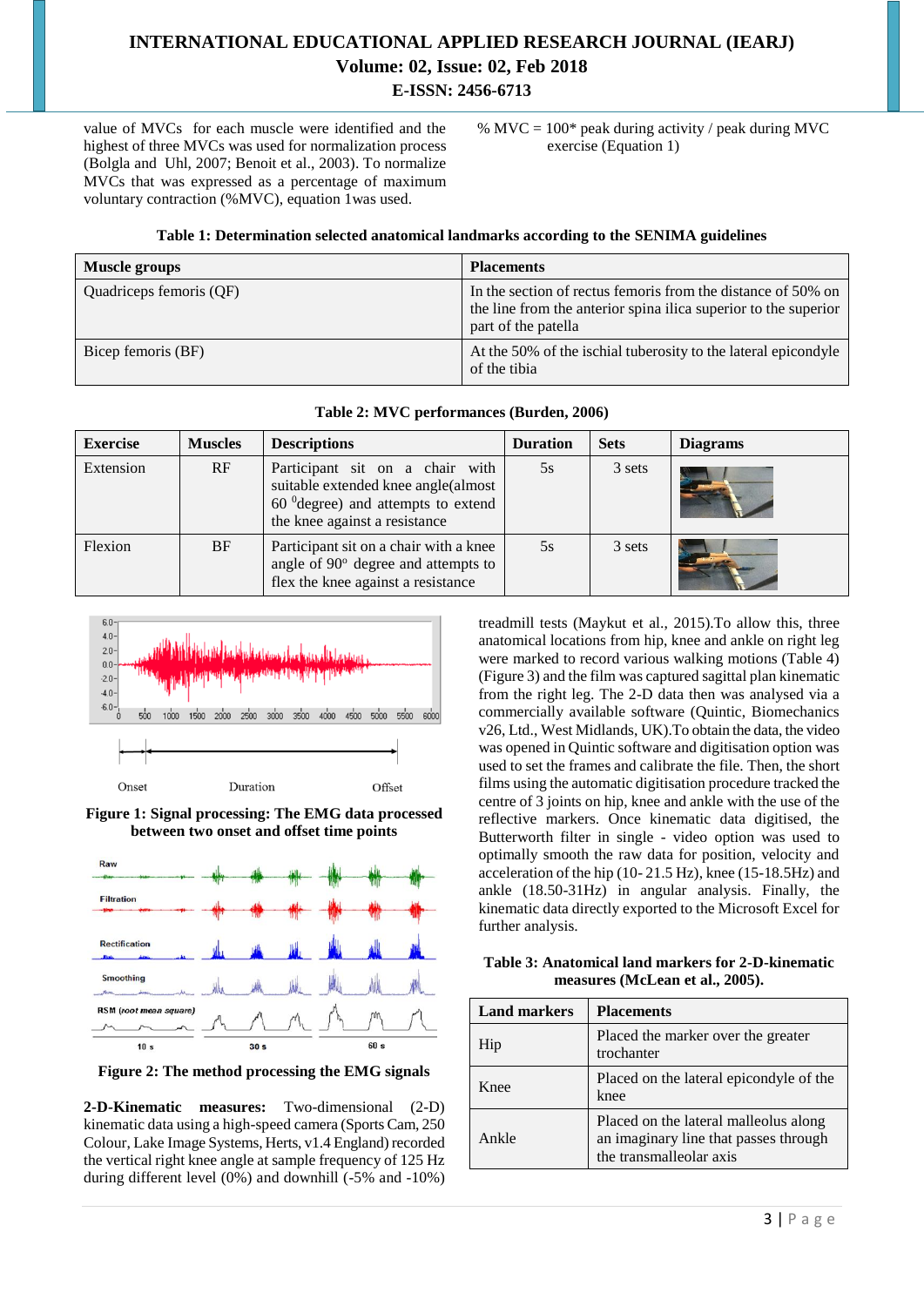value of MVCs for each muscle were identified and the highest of three MVCs was used for normalization process (Bolgla and Uhl, 2007; Benoit et al., 2003). To normalize MVCs that was expressed as a percentage of maximum voluntary contraction (%MVC), equation 1was used.

% MVC = 100* peak during activity / peak during MVC exercise (Equation 1)

**Table 1: Determination selected anatomical landmarks according to the SENIMA guidelines**

| Muscle groups | Placements |
|---|---|
| Quadriceps femoris (QF) | In the section of rectus femoris from the distance of 50% on the line from the anterior spina ilica superior to the superior part of the patella |
| Bicep femoris (BF) | At the 50% of the ischial tuberosity to the lateral epicondyle of the tibia |

**Table 2: MVC performances (Burden, 2006)**

| Exercise | Muscles | Descriptions | Duration | Sets | Diagrams |
|---|---|---|---|---|---|
| Extension | RF | Participant sit on a chair with suitable extended knee angle(almost 60 $^{0}$degree) and attempts to extend the knee against a resistance | 5s | 3 sets | |
| Flexion | BF | Participant sit on a chair with a knee angle of 90$^{o}$ degree and attempts to flex the knee against a resistance | 5s | 3 sets | |

Onset Duration Offset

**Figure 1: Signal processing: The EMG data processed between two onset and offset time points**

**Figure 2: The method processing the EMG signals**

**2-D-Kinematic measures:** Two-dimensional (2-D) kinematic data using a high-speed camera (Sports Cam, 250 Colour, Lake Image Systems, Herts, v1.4 England) recorded the vertical right knee angle at sample frequency of 125 Hz during different level (0%) and downhill (-5% and -10%) treadmill tests (Maykut et al., 2015).To allow this, three anatomical locations from hip, knee and ankle on right leg were marked to record various walking motions (Table 4) (Figure 3) and the film was captured sagittal plan kinematic from the right leg. The 2-D data then was analysed via a commercially available software (Quintic, Biomechanics v26, Ltd., West Midlands, UK).To obtain the data, the video was opened in Quintic software and digitisation option was used to set the frames and calibrate the file. Then, the short films using the automatic digitisation procedure tracked the centre of 3 joints on hip, knee and ankle with the use of the reflective markers. Once kinematic data digitised, the Butterworth filter in single - video option was used to optimally smooth the raw data for position, velocity and acceleration of the hip (10- 21.5 Hz), knee (15-18.5Hz) and ankle (18.50-31Hz) in angular analysis. Finally, the kinematic data directly exported to the Microsoft Excel for further analysis.

**Table 3: Anatomical land markers for 2-D-kinematic measures (McLean et al., 2005).**

| Land markers | Placements |
|---|---|
| Hip | Placed the marker over the greater trochanter |
| Knee | Placed on the lateral epicondyle of the knee |
| Ankle | Placed on the lateral malleolus along an imaginary line that passes through the transmalleolar axis |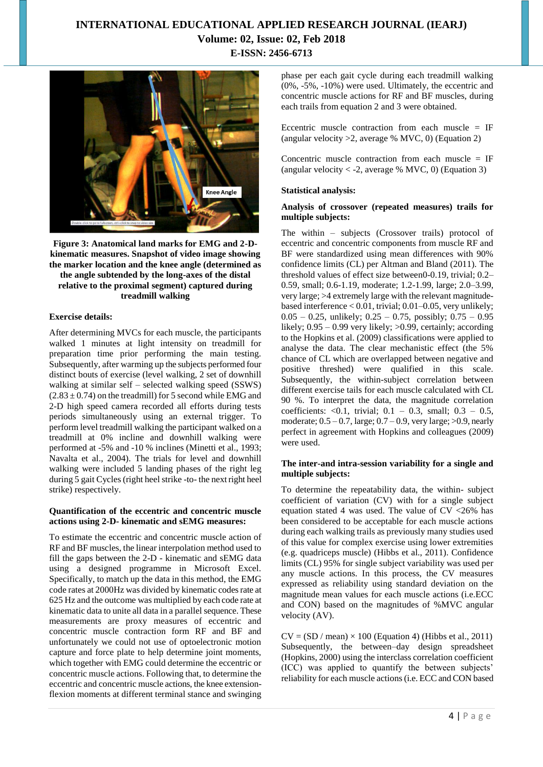**Figure 3: Anatomical land marks for EMG and 2-D-kinematic measures. Snapshot of video image showing the marker location and the knee angle (determined as the angle subtended by the long-axes of the distal relative to the proximal segment) captured during treadmill walking**

### Exercise details:

After determining MVCs for each muscle, the participants walked 1 minutes at light intensity on treadmill for preparation time prior performing the main testing. Subsequently, after warming up the subjects performed four distinct bouts of exercise (level walking, 2 set of downhill walking at similar self – selected walking speed (SSWS) (2.83 ± 0.74) on the treadmill) for 5 second while EMG and 2-D high speed camera recorded all efforts during tests periods simultaneously using an external trigger. To perform level treadmill walking the participant walked on a treadmill at 0% incline and downhill walking were performed at -5% and -10 % inclines (Minetti et al., 1993; Navalta et al., 2004). The trials for level and downhill walking were included 5 landing phases of the right leg during 5 gait Cycles (right heel strike -to- the next right heel strike) respectively.

### Quantification of the eccentric and concentric muscle actions using 2-D- kinematic and sEMG measures:

To estimate the eccentric and concentric muscle action of RF and BF muscles, the linear interpolation method used to fill the gaps between the 2-D - kinematic and sEMG data using a designed programme in Microsoft Excel. Specifically, to match up the data in this method, the EMG code rates at 2000Hz was divided by kinematic codes rate at 625 Hz and the outcome was multiplied by each code rate at kinematic data to unite all data in a parallel sequence. These measurements are proxy measures of eccentric and concentric muscle contraction form RF and BF and unfortunately we could not use of optoelectronic motion capture and force plate to help determine joint moments, which together with EMG could determine the eccentric or concentric muscle actions. Following that, to determine the eccentric and concentric muscle actions, the knee extension-flexion moments at different terminal stance and swinging phase per each gait cycle during each treadmill walking (0%, -5%, -10%) were used. Ultimately, the eccentric and concentric muscle actions for RF and BF muscles, during each trails from equation 2 and 3 were obtained.

Eccentric muscle contraction from each muscle = IF (angular velocity >2, average % MVC, 0) (Equation 2)

Concentric muscle contraction from each muscle = IF (angular velocity < -2, average % MVC, 0) (Equation 3)

### Statistical analysis:

### Analysis of crossover (repeated measures) trails for multiple subjects:

The within – subjects (Crossover trails) protocol of eccentric and concentric components from muscle RF and BF were standardized using mean differences with 90% confidence limits (CL) per Altman and Bland (2011). The threshold values of effect size between0-0.19, trivial; 0.2–0.59, small; 0.6-1.19, moderate; 1.2-1.99, large; 2.0–3.99, very large; >4 extremely large with the relevant magnitude-based interference < 0.01, trivial; 0.01–0.05, very unlikely; 0.05 – 0.25, unlikely; 0.25 – 0.75, possibly; 0.75 – 0.95 likely; 0.95 – 0.99 very likely; >0.99, certainly; according to the Hopkins et al. (2009) classifications were applied to analyse the data. The clear mechanistic effect (the 5% chance of CL which are overlapped between negative and positive threshed) were qualified in this scale. Subsequently, the within-subject correlation between different exercise tails for each muscle calculated with CL 90 %. To interpret the data, the magnitude correlation coefficients: <0.1, trivial; 0.1 – 0.3, small; 0.3 – 0.5, moderate; 0.5 – 0.7, large; 0.7 – 0.9, very large; >0.9, nearly perfect in agreement with Hopkins and colleagues (2009) were used.

### The inter-and intra-session variability for a single and multiple subjects:

To determine the repeatability data, the within- subject coefficient of variation (CV) with for a single subject equation stated 4 was used. The value of CV <26% has been considered to be acceptable for each muscle actions during each walking trails as previously many studies used of this value for complex exercise using lower extremities (e.g. quadriceps muscle) (Hibbs et al., 2011). Confidence limits (CL) 95% for single subject variability was used per any muscle actions. In this process, the CV measures expressed as reliability using standard deviation on the magnitude mean values for each muscle actions (i.e.ECC and CON) based on the magnitudes of %MVC angular velocity (AV).

$CV = (SD / mean) \times 100$ (Equation 4) (Hibbs et al., 2011)

Subsequently, the between–day design spreadsheet (Hopkins, 2000) using the interclass correlation coefficient (ICC) was applied to quantify the between subjects' reliability for each muscle actions (i.e. ECC and CON based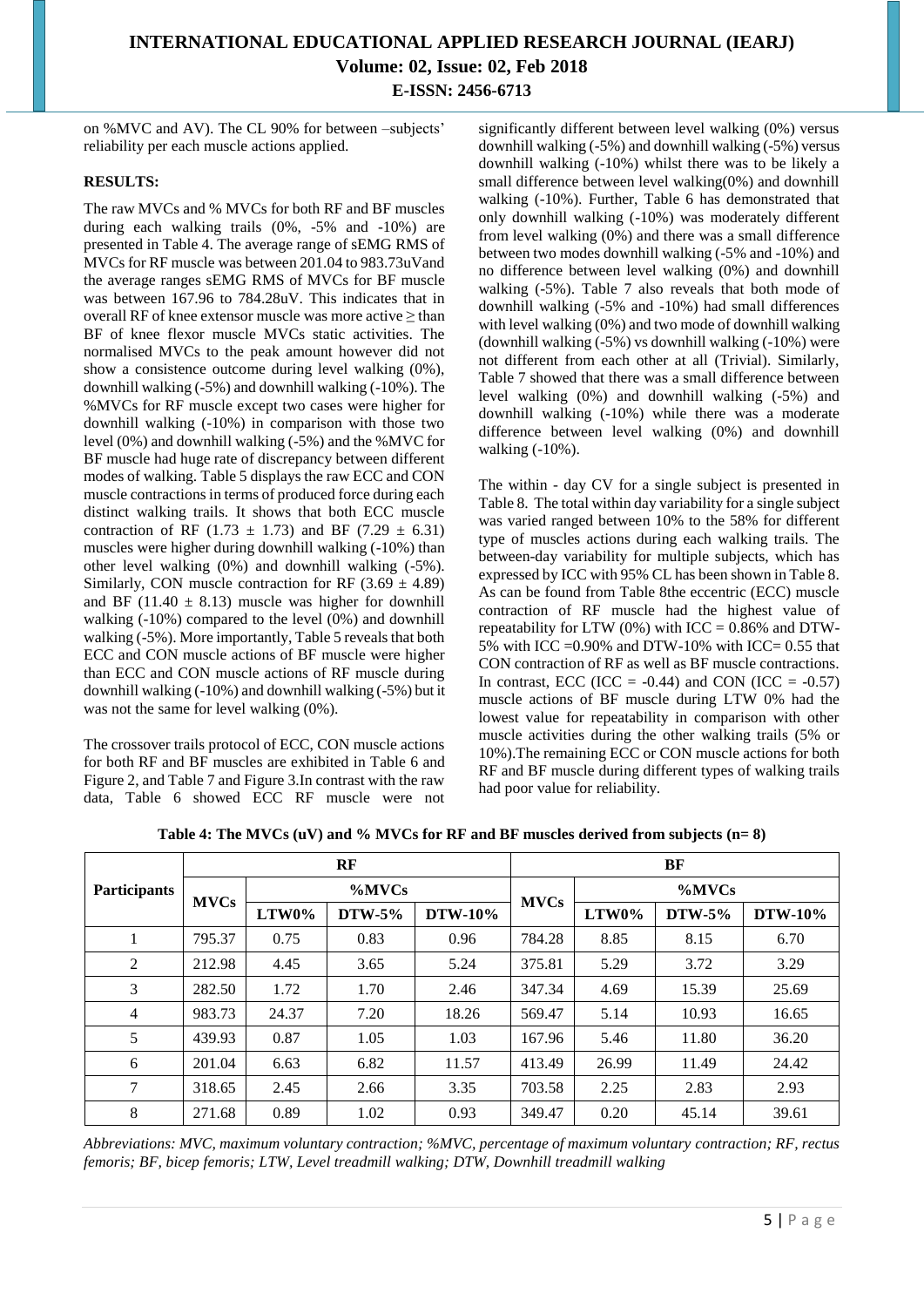on %MVC and AV). The CL 90% for between –subjects' reliability per each muscle actions applied.

## RESULTS:

The raw MVCs and % MVCs for both RF and BF muscles during each walking trails (0%, -5% and -10%) are presented in Table 4. The average range of sEMG RMS of MVCs for RF muscle was between 201.04 to 983.73uVand the average ranges sEMG RMS of MVCs for BF muscle was between 167.96 to 784.28uV. This indicates that in overall RF of knee extensor muscle was more active ≥ than BF of knee flexor muscle MVCs static activities. The normalised MVCs to the peak amount however did not show a consistence outcome during level walking (0%), downhill walking (-5%) and downhill walking (-10%). The %MVCs for RF muscle except two cases were higher for downhill walking (-10%) in comparison with those two level (0%) and downhill walking (-5%) and the %MVC for BF muscle had huge rate of discrepancy between different modes of walking. Table 5 displays the raw ECC and CON muscle contractions in terms of produced force during each distinct walking trails. It shows that both ECC muscle contraction of RF (1.73 ± 1.73) and BF (7.29 ± 6.31) muscles were higher during downhill walking (-10%) than other level walking (0%) and downhill walking (-5%). Similarly, CON muscle contraction for RF (3.69 ± 4.89) and BF (11.40 ± 8.13) muscle was higher for downhill walking (-10%) compared to the level (0%) and downhill walking (-5%). More importantly, Table 5 reveals that both ECC and CON muscle actions of BF muscle were higher than ECC and CON muscle actions of RF muscle during downhill walking (-10%) and downhill walking (-5%) but it was not the same for level walking (0%).

The crossover trails protocol of ECC, CON muscle actions for both RF and BF muscles are exhibited in Table 6 and Figure 2, and Table 7 and Figure 3.In contrast with the raw data, Table 6 showed ECC RF muscle were not significantly different between level walking (0%) versus downhill walking (-5%) and downhill walking (-5%) versus downhill walking (-10%) whilst there was to be likely a small difference between level walking(0%) and downhill walking (-10%). Further, Table 6 has demonstrated that only downhill walking (-10%) was moderately different from level walking (0%) and there was a small difference between two modes downhill walking (-5% and -10%) and no difference between level walking (0%) and downhill walking (-5%). Table 7 also reveals that both mode of downhill walking (-5% and -10%) had small differences with level walking (0%) and two mode of downhill walking (downhill walking (-5%) vs downhill walking (-10%) were not different from each other at all (Trivial). Similarly, Table 7 showed that there was a small difference between level walking (0%) and downhill walking (-5%) and downhill walking (-10%) while there was a moderate difference between level walking (0%) and downhill walking (-10%).

The within - day CV for a single subject is presented in Table 8. The total within day variability for a single subject was varied ranged between 10% to the 58% for different type of muscles actions during each walking trails. The between-day variability for multiple subjects, which has expressed by ICC with 95% CL has been shown in Table 8. As can be found from Table 8the eccentric (ECC) muscle contraction of RF muscle had the highest value of repeatability for LTW (0%) with ICC = 0.86% and DTW-5% with ICC =0.90% and DTW-10% with ICC= 0.55 that CON contraction of RF as well as BF muscle contractions. In contrast, ECC (ICC = -0.44) and CON (ICC = -0.57) muscle actions of BF muscle during LTW 0% had the lowest value for repeatability in comparison with other muscle activities during the other walking trails (5% or 10%).The remaining ECC or CON muscle actions for both RF and BF muscle during different types of walking trails had poor value for reliability.

**Table 4: The MVCs (uV) and % MVCs for RF and BF muscles derived from subjects (n= 8)**

| Participants | RF | | | | BF | | | |
|---|---|---|---|---|---|---|---|---|
| | MVCs | %MVCs | | | MVCs | %MVCs | | |
| | | LTW0% | DTW-5% | DTW-10% | | LTW0% | DTW-5% | DTW-10% |
| 1 | 795.37 | 0.75 | 0.83 | 0.96 | 784.28 | 8.85 | 8.15 | 6.70 |
| 2 | 212.98 | 4.45 | 3.65 | 5.24 | 375.81 | 5.29 | 3.72 | 3.29 |
| 3 | 282.50 | 1.72 | 1.70 | 2.46 | 347.34 | 4.69 | 15.39 | 25.69 |
| 4 | 983.73 | 24.37 | 7.20 | 18.26 | 569.47 | 5.14 | 10.93 | 16.65 |
| 5 | 439.93 | 0.87 | 1.05 | 1.03 | 167.96 | 5.46 | 11.80 | 36.20 |
| 6 | 201.04 | 6.63 | 6.82 | 11.57 | 413.49 | 26.99 | 11.49 | 24.42 |
| 7 | 318.65 | 2.45 | 2.66 | 3.35 | 703.58 | 2.25 | 2.83 | 2.93 |
| 8 | 271.68 | 0.89 | 1.02 | 0.93 | 349.47 | 0.20 | 45.14 | 39.61 |

*Abbreviations: MVC, maximum voluntary contraction; %MVC, percentage of maximum voluntary contraction; RF, rectus femoris; BF, bicep femoris; LTW, Level treadmill walking; DTW, Downhill treadmill walking*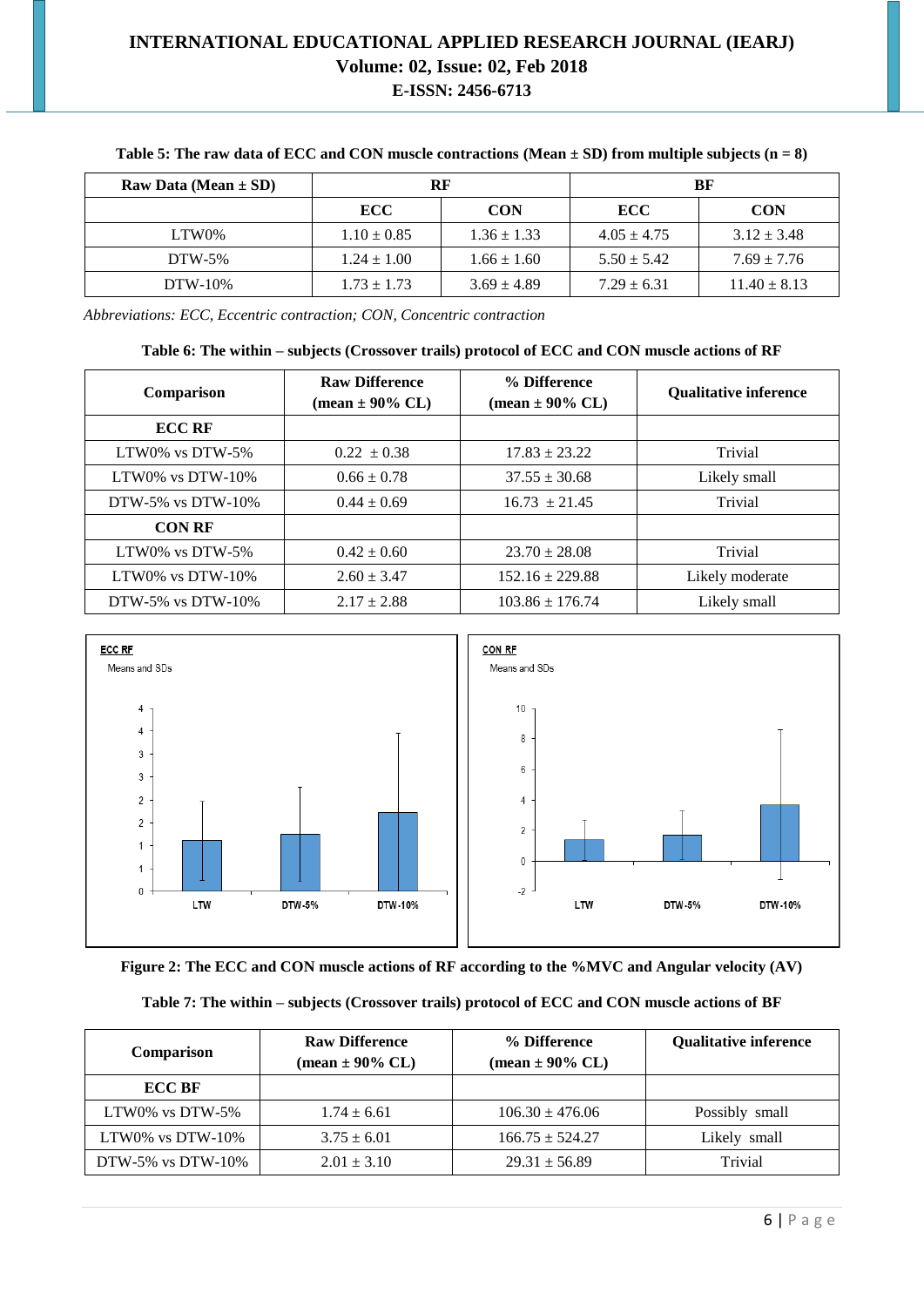**Table 5: The raw data of ECC and CON muscle contractions (Mean ± SD) from multiple subjects (n = 8)**

| Raw Data (Mean ± SD) | RF | | BF | |
|---|---|---|---|---|
| | ECC | CON | ECC | CON |
| LTW0% | 1.10 ± 0.85 | 1.36 ± 1.33 | 4.05 ± 4.75 | 3.12 ± 3.48 |
| DTW-5% | 1.24 ± 1.00 | 1.66 ± 1.60 | 5.50 ± 5.42 | 7.69 ± 7.76 |
| DTW-10% | 1.73 ± 1.73 | 3.69 ± 4.89 | 7.29 ± 6.31 | 11.40 ± 8.13 |

*Abbreviations: ECC, Eccentric contraction; CON, Concentric contraction*

**Table 6: The within – subjects (Crossover trails) protocol of ECC and CON muscle actions of RF**

| Comparison | Raw Difference (mean ± 90% CL) | % Difference (mean ± 90% CL) | Qualitative inference |
|---|---|---|---|
| **ECC RF** | | | |
| LTW0% vs DTW-5% | 0.22 ± 0.38 | 17.83 ± 23.22 | Trivial |
| LTW0% vs DTW-10% | 0.66 ± 0.78 | 37.55 ± 30.68 | Likely small |
| DTW-5% vs DTW-10% | 0.44 ± 0.69 | 16.73 ± 21.45 | Trivial |
| **CON RF** | | | |
| LTW0% vs DTW-5% | 0.42 ± 0.60 | 23.70 ± 28.08 | Trivial |
| LTW0% vs DTW-10% | 2.60 ± 3.47 | 152.16 ± 229.88 | Likely moderate |
| DTW-5% vs DTW-10% | 2.17 ± 2.88 | 103.86 ± 176.74 | Likely small |

**Figure 2: The ECC and CON muscle actions of RF according to the %MVC and Angular velocity (AV)**

**Table 7: The within – subjects (Crossover trails) protocol of ECC and CON muscle actions of BF**

| Comparison | Raw Difference (mean ± 90% CL) | % Difference (mean ± 90% CL) | Qualitative inference |
|---|---|---|---|
| **ECC BF** | | | |
| LTW0% vs DTW-5% | 1.74 ± 6.61 | 106.30 ± 476.06 | Possibly small |
| LTW0% vs DTW-10% | 3.75 ± 6.01 | 166.75 ± 524.27 | Likely small |
| DTW-5% vs DTW-10% | 2.01 ± 3.10 | 29.31 ± 56.89 | Trivial |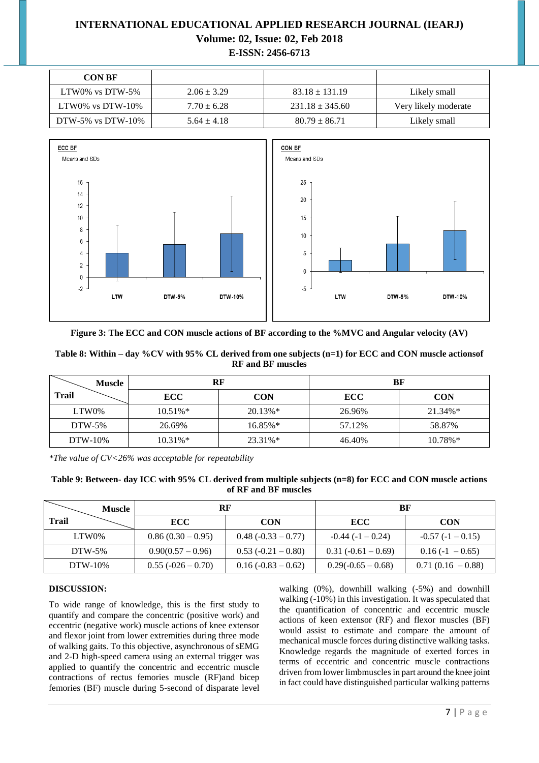| CON BF | | | |
|---|---|---|---|
| LTW0% vs DTW-5% | 2.06 ± 3.29 | 83.18 ± 131.19 | Likely small |
| LTW0% vs DTW-10% | 7.70 ± 6.28 | 231.18 ± 345.60 | Very likely moderate |
| DTW-5% vs DTW-10% | 5.64 ± 4.18 | 80.79 ± 86.71 | Likely small |

**Figure 3: The ECC and CON muscle actions of BF according to the %MVC and Angular velocity (AV)**

**Table 8: Within – day %CV with 95% CL derived from one subjects (n=1) for ECC and CON muscle actionsof RF and BF muscles**

| Muscle / Trail | RF | | BF | |
|---|---|---|---|---|
| | ECC | CON | ECC | CON |
| LTW0% | 10.51%* | 20.13%* | 26.96% | 21.34%* |
| DTW-5% | 26.69% | 16.85%* | 57.12% | 58.87% |
| DTW-10% | 10.31%* | 23.31%* | 46.40% | 10.78%* |

*The value of CV<26% was acceptable for repeatability*

**Table 9: Between- day ICC with 95% CL derived from multiple subjects (n=8) for ECC and CON muscle actions of RF and BF muscles**

| Muscle / Trail | RF | | BF | |
|---|---|---|---|---|
| | ECC | CON | ECC | CON |
| LTW0% | 0.86 (0.30 – 0.95) | 0.48 (-0.33 – 0.77) | -0.44 (-1 – 0.24) | -0.57 (-1 – 0.15) |
| DTW-5% | 0.90(0.57 – 0.96) | 0.53 (-0.21 – 0.80) | 0.31 (-0.61 – 0.69) | 0.16 (-1 – 0.65) |
| DTW-10% | 0.55 (-026 – 0.70) | 0.16 (-0.83 – 0.62) | 0.29(-0.65 – 0.68) | 0.71 (0.16 – 0.88) |

**DISCUSSION:**

To wide range of knowledge, this is the first study to quantify and compare the concentric (positive work) and eccentric (negative work) muscle actions of knee extensor and flexor joint from lower extremities during three mode of walking gaits. To this objective, asynchronous of sEMG and 2-D high-speed camera using an external trigger was applied to quantify the concentric and eccentric muscle contractions of rectus femories muscle (RF)and bicep femories (BF) muscle during 5-second of disparate level walking (0%), downhill walking (-5%) and downhill walking (-10%) in this investigation. It was speculated that the quantification of concentric and eccentric muscle actions of keen extensor (RF) and flexor muscles (BF) would assist to estimate and compare the amount of mechanical muscle forces during distinctive walking tasks. Knowledge regards the magnitude of exerted forces in terms of eccentric and concentric muscle contractions driven from lower limbmuscles in part around the knee joint in fact could have distinguished particular walking patterns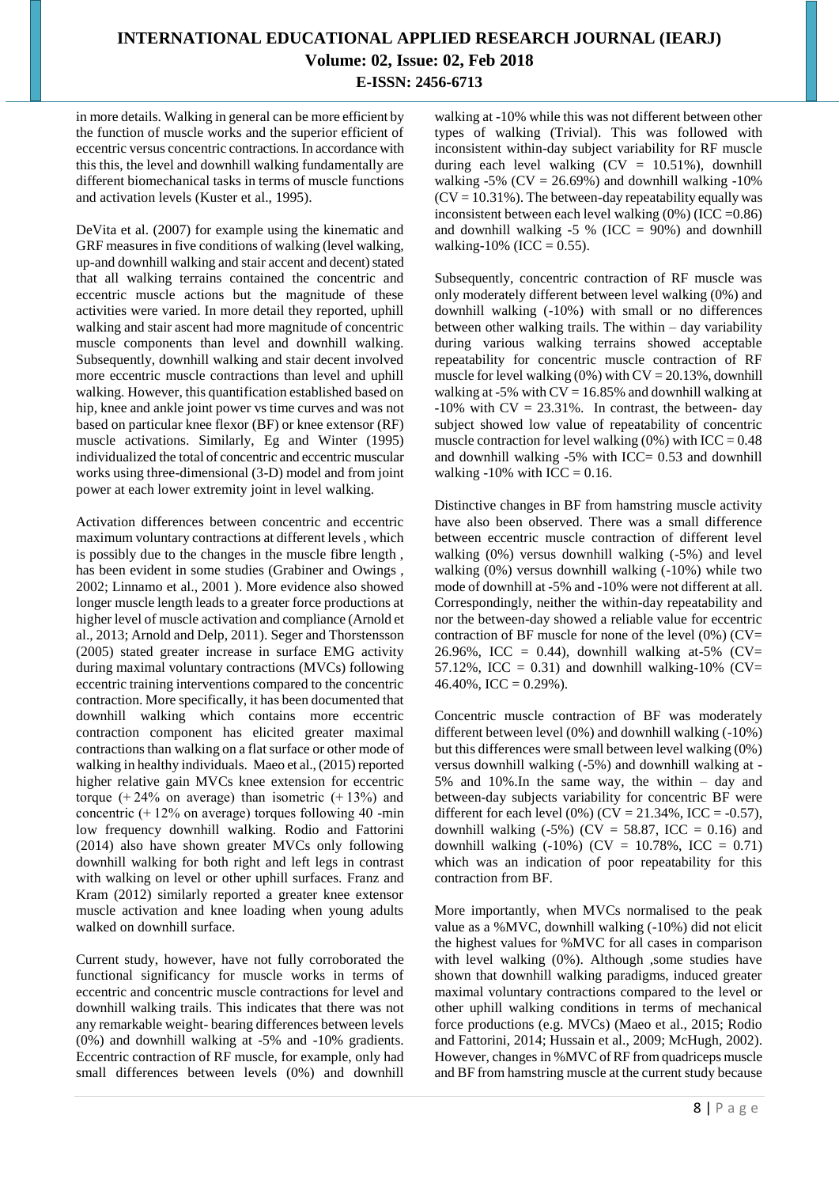in more details. Walking in general can be more efficient by the function of muscle works and the superior efficient of eccentric versus concentric contractions. In accordance with this this, the level and downhill walking fundamentally are different biomechanical tasks in terms of muscle functions and activation levels (Kuster et al., 1995).

DeVita et al. (2007) for example using the kinematic and GRF measures in five conditions of walking (level walking, up-and downhill walking and stair accent and decent) stated that all walking terrains contained the concentric and eccentric muscle actions but the magnitude of these activities were varied. In more detail they reported, uphill walking and stair ascent had more magnitude of concentric muscle components than level and downhill walking. Subsequently, downhill walking and stair decent involved more eccentric muscle contractions than level and uphill walking. However, this quantification established based on hip, knee and ankle joint power vs time curves and was not based on particular knee flexor (BF) or knee extensor (RF) muscle activations. Similarly, Eg and Winter (1995) individualized the total of concentric and eccentric muscular works using three-dimensional (3-D) model and from joint power at each lower extremity joint in level walking.

Activation differences between concentric and eccentric maximum voluntary contractions at different levels , which is possibly due to the changes in the muscle fibre length , has been evident in some studies (Grabiner and Owings , 2002; Linnamo et al., 2001 ). More evidence also showed longer muscle length leads to a greater force productions at higher level of muscle activation and compliance (Arnold et al., 2013; Arnold and Delp, 2011). Seger and Thorstensson (2005) stated greater increase in surface EMG activity during maximal voluntary contractions (MVCs) following eccentric training interventions compared to the concentric contraction. More specifically, it has been documented that downhill walking which contains more eccentric contraction component has elicited greater maximal contractions than walking on a flat surface or other mode of walking in healthy individuals. Maeo et al., (2015) reported higher relative gain MVCs knee extension for eccentric torque (+ 24% on average) than isometric (+ 13%) and concentric (+ 12% on average) torques following 40 -min low frequency downhill walking. Rodio and Fattorini (2014) also have shown greater MVCs only following downhill walking for both right and left legs in contrast with walking on level or other uphill surfaces. Franz and Kram (2012) similarly reported a greater knee extensor muscle activation and knee loading when young adults walked on downhill surface.

Current study, however, have not fully corroborated the functional significancy for muscle works in terms of eccentric and concentric muscle contractions for level and downhill walking trails. This indicates that there was not any remarkable weight- bearing differences between levels (0%) and downhill walking at -5% and -10% gradients. Eccentric contraction of RF muscle, for example, only had small differences between levels (0%) and downhill walking at -10% while this was not different between other types of walking (Trivial). This was followed with inconsistent within-day subject variability for RF muscle during each level walking (CV = 10.51%), downhill walking -5% (CV = 26.69%) and downhill walking -10% (CV = 10.31%). The between-day repeatability equally was inconsistent between each level walking (0%) (ICC =0.86) and downhill walking -5 % (ICC = 90%) and downhill walking-10% (ICC = 0.55).

Subsequently, concentric contraction of RF muscle was only moderately different between level walking (0%) and downhill walking (-10%) with small or no differences between other walking trails. The within – day variability during various walking terrains showed acceptable repeatability for concentric muscle contraction of RF muscle for level walking (0%) with CV = 20.13%, downhill walking at -5% with CV = 16.85% and downhill walking at -10% with CV = 23.31%. In contrast, the between- day subject showed low value of repeatability of concentric muscle contraction for level walking (0%) with ICC = 0.48 and downhill walking -5% with ICC= 0.53 and downhill walking -10% with ICC = 0.16.

Distinctive changes in BF from hamstring muscle activity have also been observed. There was a small difference between eccentric muscle contraction of different level walking (0%) versus downhill walking (-5%) and level walking (0%) versus downhill walking (-10%) while two mode of downhill at -5% and -10% were not different at all. Correspondingly, neither the within-day repeatability and nor the between-day showed a reliable value for eccentric contraction of BF muscle for none of the level (0%) (CV= 26.96%, ICC = 0.44), downhill walking at-5% (CV= 57.12%, ICC = 0.31) and downhill walking-10% (CV= 46.40%, ICC = 0.29%).

Concentric muscle contraction of BF was moderately different between level (0%) and downhill walking (-10%) but this differences were small between level walking (0%) versus downhill walking (-5%) and downhill walking at -5% and 10%.In the same way, the within – day and between-day subjects variability for concentric BF were different for each level (0%) (CV = 21.34%, ICC = -0.57), downhill walking (-5%) (CV = 58.87, ICC = 0.16) and downhill walking (-10%) (CV = 10.78%, ICC = 0.71) which was an indication of poor repeatability for this contraction from BF.

More importantly, when MVCs normalised to the peak value as a %MVC, downhill walking (-10%) did not elicit the highest values for %MVC for all cases in comparison with level walking (0%). Although ,some studies have shown that downhill walking paradigms, induced greater maximal voluntary contractions compared to the level or other uphill walking conditions in terms of mechanical force productions (e.g. MVCs) (Maeo et al., 2015; Rodio and Fattorini, 2014; Hussain et al., 2009; McHugh, 2002). However, changes in %MVC of RF from quadriceps muscle and BF from hamstring muscle at the current study because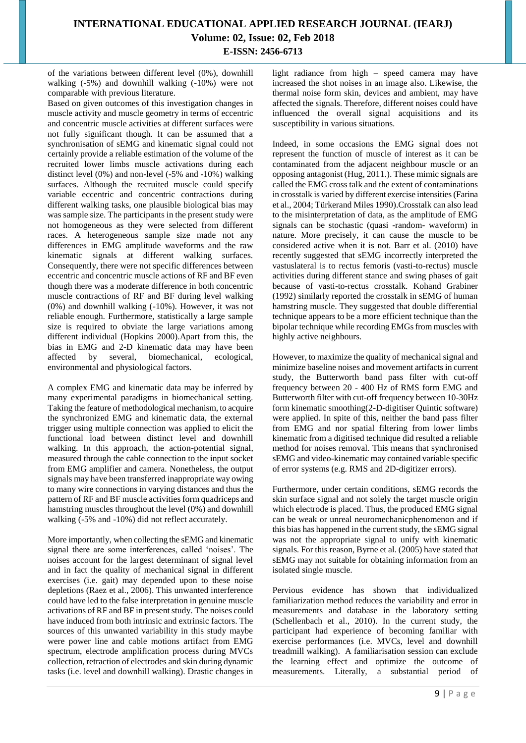of the variations between different level (0%), downhill walking (-5%) and downhill walking (-10%) were not comparable with previous literature.

Based on given outcomes of this investigation changes in muscle activity and muscle geometry in terms of eccentric and concentric muscle activities at different surfaces were not fully significant though. It can be assumed that a synchronisation of sEMG and kinematic signal could not certainly provide a reliable estimation of the volume of the recruited lower limbs muscle activations during each distinct level (0%) and non-level (-5% and -10%) walking surfaces. Although the recruited muscle could specify variable eccentric and concentric contractions during different walking tasks, one plausible biological bias may was sample size. The participants in the present study were not homogeneous as they were selected from different races. A heterogeneous sample size made not any differences in EMG amplitude waveforms and the raw kinematic signals at different walking surfaces. Consequently, there were not specific differences between eccentric and concentric muscle actions of RF and BF even though there was a moderate difference in both concentric muscle contractions of RF and BF during level walking (0%) and downhill walking (-10%). However, it was not reliable enough. Furthermore, statistically a large sample size is required to obviate the large variations among different individual (Hopkins 2000).Apart from this, the bias in EMG and 2-D kinematic data may have been affected by several, biomechanical, ecological, environmental and physiological factors.

A complex EMG and kinematic data may be inferred by many experimental paradigms in biomechanical setting. Taking the feature of methodological mechanism, to acquire the synchronized EMG and kinematic data, the external trigger using multiple connection was applied to elicit the functional load between distinct level and downhill walking. In this approach, the action-potential signal, measured through the cable connection to the input socket from EMG amplifier and camera. Nonetheless, the output signals may have been transferred inappropriate way owing to many wire connections in varying distances and thus the pattern of RF and BF muscle activities form quadriceps and hamstring muscles throughout the level (0%) and downhill walking (-5% and -10%) did not reflect accurately.

More importantly, when collecting the sEMG and kinematic signal there are some interferences, called 'noises'. The noises account for the largest determinant of signal level and in fact the quality of mechanical signal in different exercises (i.e. gait) may depended upon to these noise depletions (Raez et al., 2006). This unwanted interference could have led to the false interpretation in genuine muscle activations of RF and BF in present study. The noises could have induced from both intrinsic and extrinsic factors. The sources of this unwanted variability in this study maybe were power line and cable motions artifact from EMG spectrum, electrode amplification process during MVCs collection, retraction of electrodes and skin during dynamic tasks (i.e. level and downhill walking). Drastic changes in light radiance from high – speed camera may have increased the shot noises in an image also. Likewise, the thermal noise form skin, devices and ambient, may have affected the signals. Therefore, different noises could have influenced the overall signal acquisitions and its susceptibility in various situations.

Indeed, in some occasions the EMG signal does not represent the function of muscle of interest as it can be contaminated from the adjacent neighbour muscle or an opposing antagonist (Hug, 2011.). These mimic signals are called the EMG cross talk and the extent of contaminations in crosstalk is varied by different exercise intensities (Farina et al., 2004; Türkerand Miles 1990).Crosstalk can also lead to the misinterpretation of data, as the amplitude of EMG signals can be stochastic (quasi -random- waveform) in nature. More precisely, it can cause the muscle to be considered active when it is not. Barr et al. (2010) have recently suggested that sEMG incorrectly interpreted the vastuslateral is to rectus femoris (vasti-to-rectus) muscle activities during different stance and swing phases of gait because of vasti-to-rectus crosstalk. Kohand Grabiner (1992) similarly reported the crosstalk in sEMG of human hamstring muscle. They suggested that double differential technique appears to be a more efficient technique than the bipolar technique while recording EMGs from muscles with highly active neighbours.

However, to maximize the quality of mechanical signal and minimize baseline noises and movement artifacts in current study, the Butterworth band pass filter with cut-off frequency between 20 - 400 Hz of RMS form EMG and Butterworth filter with cut-off frequency between 10-30Hz form kinematic smoothing(2-D-digitiser Quintic software) were applied. In spite of this, neither the band pass filter from EMG and nor spatial filtering from lower limbs kinematic from a digitised technique did resulted a reliable method for noises removal. This means that synchronised sEMG and video-kinematic may contained variable specific of error systems (e.g. RMS and 2D-digitizer errors).

Furthermore, under certain conditions, sEMG records the skin surface signal and not solely the target muscle origin which electrode is placed. Thus, the produced EMG signal can be weak or unreal neuromechanicphenomenon and if this bias has happened in the current study, the sEMG signal was not the appropriate signal to unify with kinematic signals. For this reason, Byrne et al. (2005) have stated that sEMG may not suitable for obtaining information from an isolated single muscle.

Pervious evidence has shown that individualized familiarization method reduces the variability and error in measurements and database in the laboratory setting (Schellenbach et al., 2010). In the current study, the participant had experience of becoming familiar with exercise performances (i.e. MVCs, level and downhill treadmill walking). A familiarisation session can exclude the learning effect and optimize the outcome of measurements. Literally, a substantial period of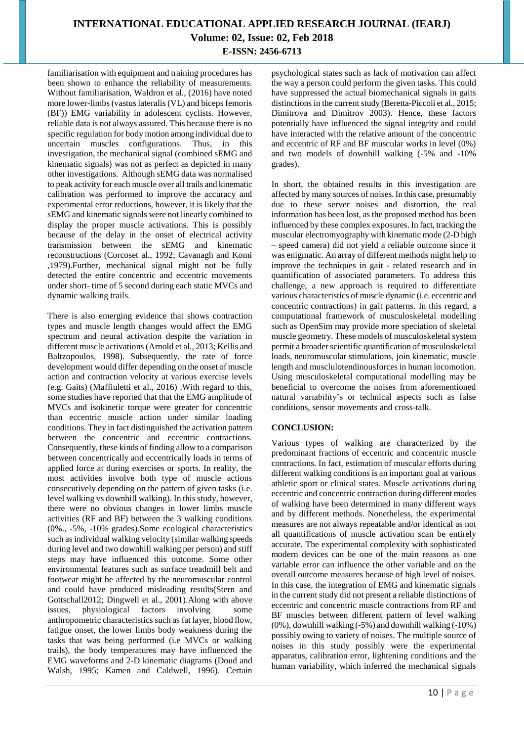familiarisation with equipment and training procedures has been shown to enhance the reliability of measurements. Without familiarisation, Waldron et al., (2016) have noted more lower-limbs (vastus lateralis (VL) and biceps femoris (BF)) EMG variability in adolescent cyclists. However, reliable data is not always assured. This because there is no specific regulation for body motion among individual due to uncertain muscles configurations. Thus, in this investigation, the mechanical signal (combined sEMG and kinematic signals) was not as perfect as depicted in many other investigations. Although sEMG data was normalised to peak activity for each muscle over all trails and kinematic calibration was performed to improve the accuracy and experimental error reductions, however, it is likely that the sEMG and kinematic signals were not linearly combined to display the proper muscle activations. This is possibly because of the delay in the onset of electrical activity transmission between the sEMG and kinematic reconstructions (Corcoset al., 1992; Cavanagh and Komi ,1979).Further, mechanical signal might not be fully detected the entire concentric and eccentric movements under short- time of 5 second during each static MVCs and dynamic walking trails.

There is also emerging evidence that shows contraction types and muscle length changes would affect the EMG spectrum and neural activation despite the variation in different muscle activations (Arnold et al., 2013; Kellis and Baltzopoulos, 1998). Subsequently, the rate of force development would differ depending on the onset of muscle action and contraction velocity at various exercise levels (e.g. Gaits) (Maffiuletti et al., 2016) .With regard to this, some studies have reported that that the EMG amplitude of MVCs and isokinetic torque were greater for concentric than eccentric muscle action under similar loading conditions. They in fact distinguished the activation pattern between the concentric and eccentric contractions. Consequently, these kinds of finding allow to a comparison between concentrically and eccentrically loads in terms of applied force at during exercises or sports. In reality, the most activities involve both type of muscle actions consecutively depending on the pattern of given tasks (i.e. level walking vs downhill walking). In this study, however, there were no obvious changes in lower limbs muscle activities (RF and BF) between the 3 walking conditions (0%., -5%, -10% grades).Some ecological characteristics such as individual walking velocity (similar walking speeds during level and two downhill walking per person) and stiff steps may have influenced this outcome. Some other environmental features such as surface treadmill belt and footwear might be affected by the neuromuscular control and could have produced misleading results(Stern and Gottschall2012; Dingwell et al., 2001).Along with above issues, physiological factors involving some anthropometric characteristics such as fat layer, blood flow, fatigue onset, the lower limbs body weakness during the tasks that was being performed (i.e MVCs or walking trails), the body temperatures may have influenced the EMG waveforms and 2-D kinematic diagrams (Doud and Walsh, 1995; Kamen and Caldwell, 1996). Certain psychological states such as lack of motivation can affect the way a person could perform the given tasks. This could have suppressed the actual biomechanical signals in gaits distinctions in the current study (Beretta-Piccoli et al., 2015; Dimitrova and Dimitrov 2003). Hence, these factors potentially have influenced the signal integrity and could have interacted with the relative amount of the concentric and eccentric of RF and BF muscular works in level (0%) and two models of downhill walking (-5% and -10% grades).

In short, the obtained results in this investigation are affected by many sources of noises. In this case, presumably due to these server noises and distortion, the real information has been lost, as the proposed method has been influenced by these complex exposures. In fact, tracking the muscular electromyography with kinematic mode (2-D high – speed camera) did not yield a reliable outcome since it was enigmatic. An array of different methods might help to improve the techniques in gait - related research and in quantification of associated parameters. To address this challenge, a new approach is required to differentiate various characteristics of muscle dynamic (i.e. eccentric and concentric contractions) in gait patterns. In this regard, a computational framework of musculoskeletal modelling such as OpenSim may provide more speciation of skeletal muscle geometry. These models of musculoskeletal system permit a broader scientific quantification of musculoskeletal loads, neuromuscular stimulations, join kinematic, muscle length and musclulotendinousforces in human locomotion. Using musculoskeletal computational modelling may be beneficial to overcome the noises from aforementioned natural variability's or technical aspects such as false conditions, sensor movements and cross-talk.

## CONCLUSION:

Various types of walking are characterized by the predominant fractions of eccentric and concentric muscle contractions. In fact, estimation of muscular efforts during different walking conditions is an important goal at various athletic sport or clinical states. Muscle activations during eccentric and concentric contraction during different modes of walking have been determined in many different ways and by different methods. Nonetheless, the experimental measures are not always repeatable and/or identical as not all quantifications of muscle activation scan be entirely accurate. The experimental complexity with sophisticated modern devices can be one of the main reasons as one variable error can influence the other variable and on the overall outcome measures because of high level of noises. In this case, the integration of EMG and kinematic signals in the current study did not present a reliable distinctions of eccentric and concentric muscle contractions from RF and BF muscles between different pattern of level walking (0%), downhill walking (-5%) and downhill walking (-10%) possibly owing to variety of noises. The multiple source of noises in this study possibly were the experimental apparatus, calibration error, lightening conditions and the human variability, which inferred the mechanical signals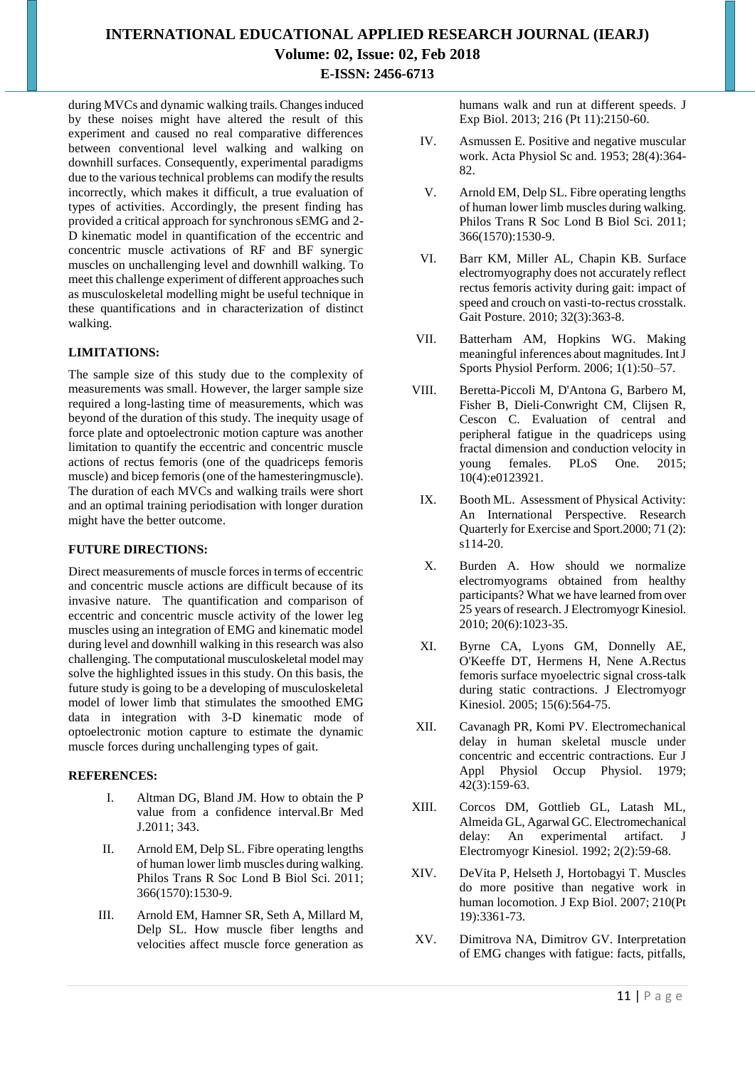during MVCs and dynamic walking trails. Changes induced by these noises might have altered the result of this experiment and caused no real comparative differences between conventional level walking and walking on downhill surfaces. Consequently, experimental paradigms due to the various technical problems can modify the results incorrectly, which makes it difficult, a true evaluation of types of activities. Accordingly, the present finding has provided a critical approach for synchronous sEMG and 2-D kinematic model in quantification of the eccentric and concentric muscle activations of RF and BF synergic muscles on unchallenging level and downhill walking. To meet this challenge experiment of different approaches such as musculoskeletal modelling might be useful technique in these quantifications and in characterization of distinct walking.

**LIMITATIONS:**

The sample size of this study due to the complexity of measurements was small. However, the larger sample size required a long-lasting time of measurements, which was beyond of the duration of this study. The inequity usage of force plate and optoelectronic motion capture was another limitation to quantify the eccentric and concentric muscle actions of rectus femoris (one of the quadriceps femoris muscle) and bicep femoris (one of the hamesteringmuscle). The duration of each MVCs and walking trails were short and an optimal training periodisation with longer duration might have the better outcome.

**FUTURE DIRECTIONS:**

Direct measurements of muscle forces in terms of eccentric and concentric muscle actions are difficult because of its invasive nature. The quantification and comparison of eccentric and concentric muscle activity of the lower leg muscles using an integration of EMG and kinematic model during level and downhill walking in this research was also challenging. The computational musculoskeletal model may solve the highlighted issues in this study. On this basis, the future study is going to be a developing of musculoskeletal model of lower limb that stimulates the smoothed EMG data in integration with 3-D kinematic mode of optoelectronic motion capture to estimate the dynamic muscle forces during unchallenging types of gait.

**REFERENCES:**

I. Altman DG, Bland JM. How to obtain the P value from a confidence interval.Br Med J.2011; 343.

II. Arnold EM, Delp SL. Fibre operating lengths of human lower limb muscles during walking. Philos Trans R Soc Lond B Biol Sci. 2011; 366(1570):1530-9.

III. Arnold EM, Hamner SR, Seth A, Millard M, Delp SL. How muscle fiber lengths and velocities affect muscle force generation as humans walk and run at different speeds. J Exp Biol. 2013; 216 (Pt 11):2150-60.

IV. Asmussen E. Positive and negative muscular work. Acta Physiol Sc and. 1953; 28(4):364-82.

V. Arnold EM, Delp SL. Fibre operating lengths of human lower limb muscles during walking. Philos Trans R Soc Lond B Biol Sci. 2011; 366(1570):1530-9.

VI. Barr KM, Miller AL, Chapin KB. Surface electromyography does not accurately reflect rectus femoris activity during gait: impact of speed and crouch on vasti-to-rectus crosstalk. Gait Posture. 2010; 32(3):363-8.

VII. Batterham AM, Hopkins WG. Making meaningful inferences about magnitudes. Int J Sports Physiol Perform. 2006; 1(1):50–57.

VIII. Beretta-Piccoli M, D'Antona G, Barbero M, Fisher B, Dieli-Conwright CM, Clijsen R, Cescon C. Evaluation of central and peripheral fatigue in the quadriceps using fractal dimension and conduction velocity in young females. PLoS One. 2015; 10(4):e0123921.

IX. Booth ML. Assessment of Physical Activity: An International Perspective. Research Quarterly for Exercise and Sport.2000; 71 (2): s114-20.

X. Burden A. How should we normalize electromyograms obtained from healthy participants? What we have learned from over 25 years of research. J Electromyogr Kinesiol. 2010; 20(6):1023-35.

XI. Byrne CA, Lyons GM, Donnelly AE, O'Keeffe DT, Hermens H, Nene A.Rectus femoris surface myoelectric signal cross-talk during static contractions. J Electromyogr Kinesiol. 2005; 15(6):564-75.

XII. Cavanagh PR, Komi PV. Electromechanical delay in human skeletal muscle under concentric and eccentric contractions. Eur J Appl Physiol Occup Physiol. 1979; 42(3):159-63.

XIII. Corcos DM, Gottlieb GL, Latash ML, Almeida GL, Agarwal GC. Electromechanical delay: An experimental artifact. J Electromyogr Kinesiol. 1992; 2(2):59-68.

XIV. DeVita P, Helseth J, Hortobagyi T. Muscles do more positive than negative work in human locomotion. J Exp Biol. 2007; 210(Pt 19):3361-73.

XV. Dimitrova NA, Dimitrov GV. Interpretation of EMG changes with fatigue: facts, pitfalls,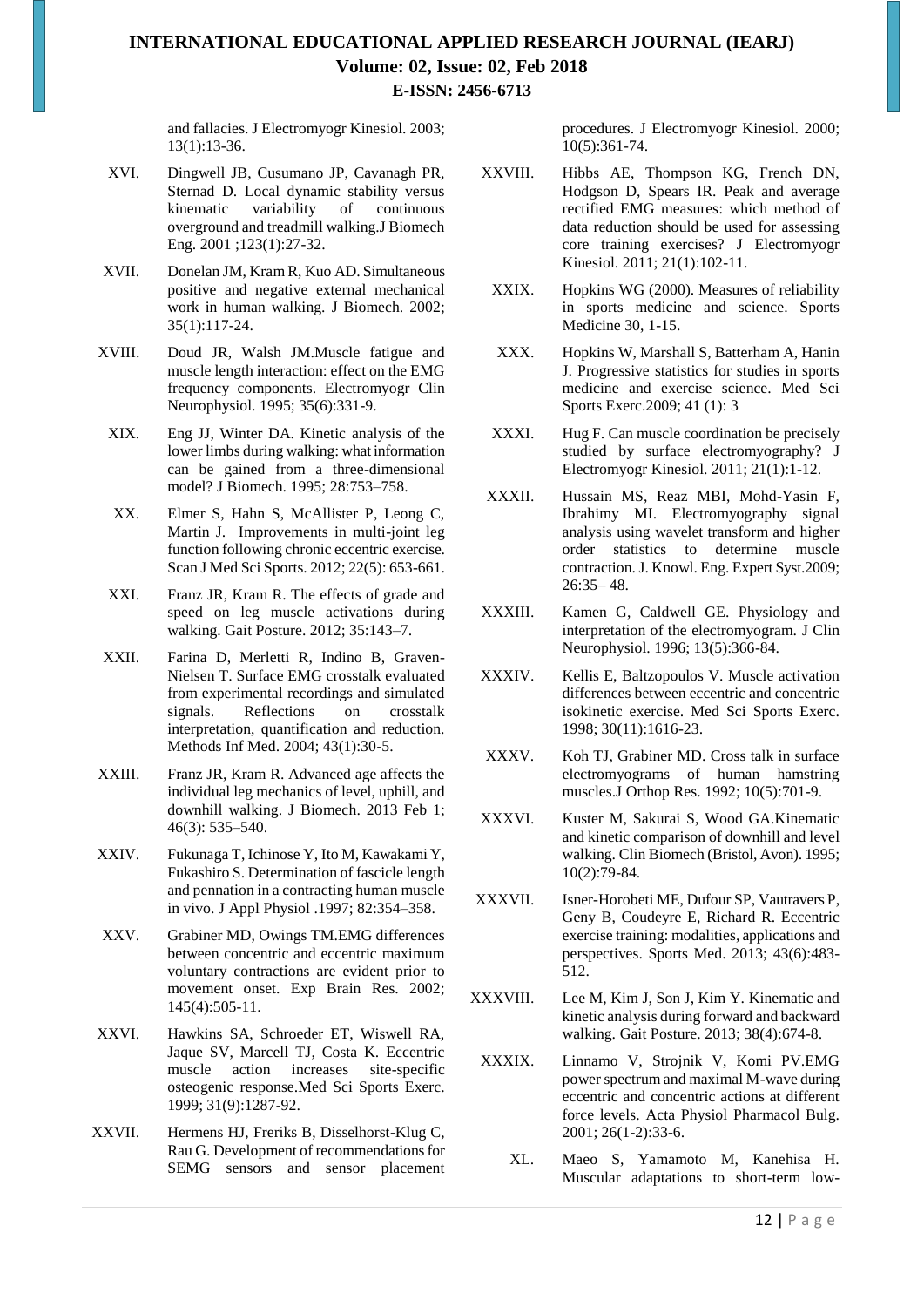and fallacies. J Electromyogr Kinesiol. 2003; 13(1):13-36.

XVI. Dingwell JB, Cusumano JP, Cavanagh PR, Sternad D. Local dynamic stability versus kinematic variability of continuous overground and treadmill walking.J Biomech Eng. 2001 ;123(1):27-32.

XVII. Donelan JM, Kram R, Kuo AD. Simultaneous positive and negative external mechanical work in human walking. J Biomech. 2002; 35(1):117-24.

XVIII. Doud JR, Walsh JM.Muscle fatigue and muscle length interaction: effect on the EMG frequency components. Electromyogr Clin Neurophysiol. 1995; 35(6):331-9.

XIX. Eng JJ, Winter DA. Kinetic analysis of the lower limbs during walking: what information can be gained from a three-dimensional model? J Biomech. 1995; 28:753–758.

XX. Elmer S, Hahn S, McAllister P, Leong C, Martin J. Improvements in multi-joint leg function following chronic eccentric exercise. Scan J Med Sci Sports. 2012; 22(5): 653-661.

XXI. Franz JR, Kram R. The effects of grade and speed on leg muscle activations during walking. Gait Posture. 2012; 35:143–7.

XXII. Farina D, Merletti R, Indino B, Graven-Nielsen T. Surface EMG crosstalk evaluated from experimental recordings and simulated signals. Reflections on crosstalk interpretation, quantification and reduction. Methods Inf Med. 2004; 43(1):30-5.

XXIII. Franz JR, Kram R. Advanced age affects the individual leg mechanics of level, uphill, and downhill walking. J Biomech. 2013 Feb 1; 46(3): 535–540.

XXIV. Fukunaga T, Ichinose Y, Ito M, Kawakami Y, Fukashiro S. Determination of fascicle length and pennation in a contracting human muscle in vivo. J Appl Physiol .1997; 82:354–358.

XXV. Grabiner MD, Owings TM.EMG differences between concentric and eccentric maximum voluntary contractions are evident prior to movement onset. Exp Brain Res. 2002; 145(4):505-11.

XXVI. Hawkins SA, Schroeder ET, Wiswell RA, Jaque SV, Marcell TJ, Costa K. Eccentric muscle action increases site-specific osteogenic response.Med Sci Sports Exerc. 1999; 31(9):1287-92.

XXVII. Hermens HJ, Freriks B, Disselhorst-Klug C, Rau G. Development of recommendations for SEMG sensors and sensor placement procedures. J Electromyogr Kinesiol. 2000; 10(5):361-74.

XXVIII. Hibbs AE, Thompson KG, French DN, Hodgson D, Spears IR. Peak and average rectified EMG measures: which method of data reduction should be used for assessing core training exercises? J Electromyogr Kinesiol. 2011; 21(1):102-11.

XXIX. Hopkins WG (2000). Measures of reliability in sports medicine and science. Sports Medicine 30, 1-15.

XXX. Hopkins W, Marshall S, Batterham A, Hanin J. Progressive statistics for studies in sports medicine and exercise science. Med Sci Sports Exerc.2009; 41 (1): 3

XXXI. Hug F. Can muscle coordination be precisely studied by surface electromyography? J Electromyogr Kinesiol. 2011; 21(1):1-12.

XXXII. Hussain MS, Reaz MBI, Mohd-Yasin F, Ibrahimy MI. Electromyography signal analysis using wavelet transform and higher order statistics to determine muscle contraction. J. Knowl. Eng. Expert Syst.2009; 26:35– 48.

XXXIII. Kamen G, Caldwell GE. Physiology and interpretation of the electromyogram. J Clin Neurophysiol. 1996; 13(5):366-84.

XXXIV. Kellis E, Baltzopoulos V. Muscle activation differences between eccentric and concentric isokinetic exercise. Med Sci Sports Exerc. 1998; 30(11):1616-23.

XXXV. Koh TJ, Grabiner MD. Cross talk in surface electromyograms of human hamstring muscles.J Orthop Res. 1992; 10(5):701-9.

XXXVI. Kuster M, Sakurai S, Wood GA.Kinematic and kinetic comparison of downhill and level walking. Clin Biomech (Bristol, Avon). 1995; 10(2):79-84.

XXXVII. Isner-Horobeti ME, Dufour SP, Vautravers P, Geny B, Coudeyre E, Richard R. Eccentric exercise training: modalities, applications and perspectives. Sports Med. 2013; 43(6):483-512.

XXXVIII. Lee M, Kim J, Son J, Kim Y. Kinematic and kinetic analysis during forward and backward walking. Gait Posture. 2013; 38(4):674-8.

XXXIX. Linnamo V, Strojnik V, Komi PV.EMG power spectrum and maximal M-wave during eccentric and concentric actions at different force levels. Acta Physiol Pharmacol Bulg. 2001; 26(1-2):33-6.

XL. Maeo S, Yamamoto M, Kanehisa H. Muscular adaptations to short-term low-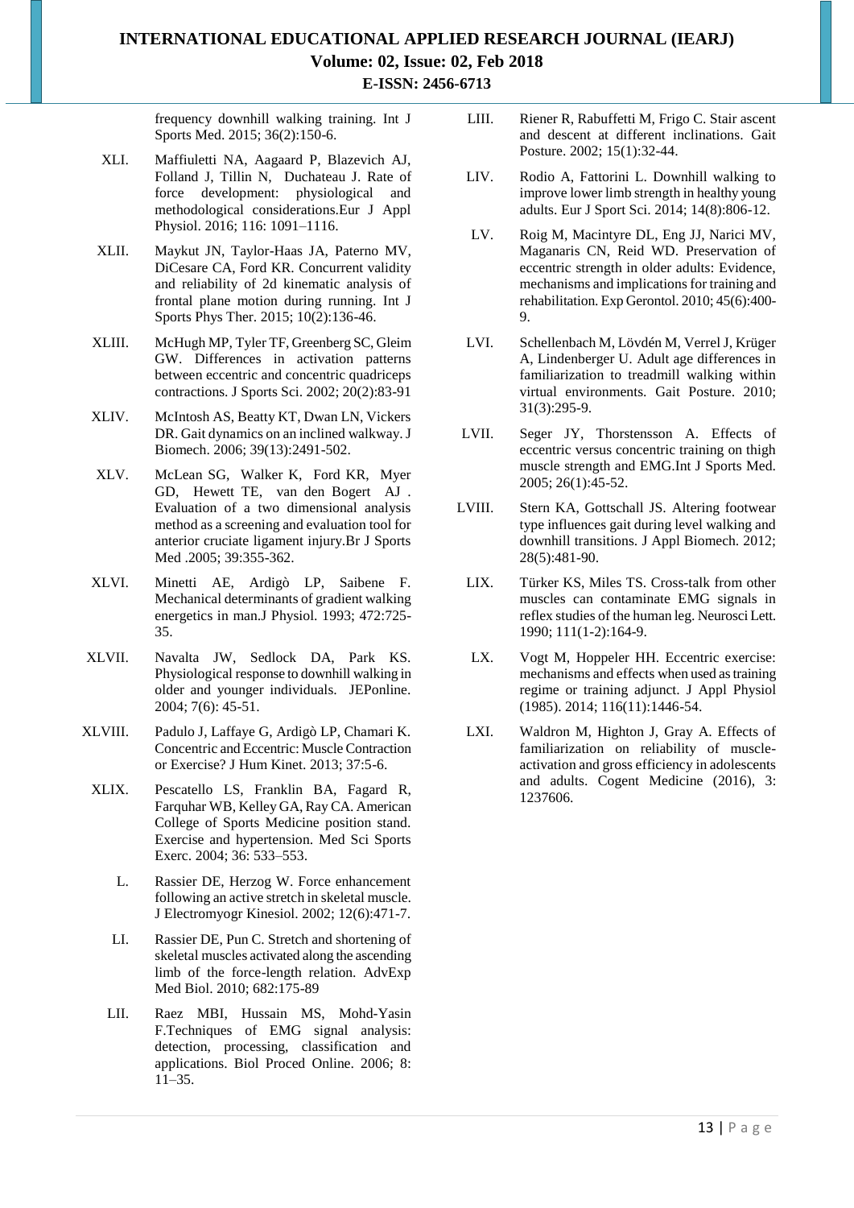frequency downhill walking training. Int J Sports Med. 2015; 36(2):150-6.

XLI. Maffiuletti NA, Aagaard P, Blazevich AJ, Folland J, Tillin N, Duchateau J. Rate of force development: physiological and methodological considerations.Eur J Appl Physiol. 2016; 116: 1091–1116.

XLII. Maykut JN, Taylor-Haas JA, Paterno MV, DiCesare CA, Ford KR. Concurrent validity and reliability of 2d kinematic analysis of frontal plane motion during running. Int J Sports Phys Ther. 2015; 10(2):136-46.

XLIII. McHugh MP, Tyler TF, Greenberg SC, Gleim GW. Differences in activation patterns between eccentric and concentric quadriceps contractions. J Sports Sci. 2002; 20(2):83-91

XLIV. McIntosh AS, Beatty KT, Dwan LN, Vickers DR. Gait dynamics on an inclined walkway. J Biomech. 2006; 39(13):2491-502.

XLV. McLean SG, Walker K, Ford KR, Myer GD, Hewett TE, van den Bogert AJ . Evaluation of a two dimensional analysis method as a screening and evaluation tool for anterior cruciate ligament injury.Br J Sports Med .2005; 39:355-362.

XLVI. Minetti AE, Ardigò LP, Saibene F. Mechanical determinants of gradient walking energetics in man.J Physiol. 1993; 472:725-35.

XLVII. Navalta JW, Sedlock DA, Park KS. Physiological response to downhill walking in older and younger individuals. JEPonline. 2004; 7(6): 45-51.

XLVIII. Padulo J, Laffaye G, Ardigò LP, Chamari K. Concentric and Eccentric: Muscle Contraction or Exercise? J Hum Kinet. 2013; 37:5-6.

XLIX. Pescatello LS, Franklin BA, Fagard R, Farquhar WB, Kelley GA, Ray CA. American College of Sports Medicine position stand. Exercise and hypertension. Med Sci Sports Exerc. 2004; 36: 533–553.

L. Rassier DE, Herzog W. Force enhancement following an active stretch in skeletal muscle. J Electromyogr Kinesiol. 2002; 12(6):471-7.

LI. Rassier DE, Pun C. Stretch and shortening of skeletal muscles activated along the ascending limb of the force-length relation. AdvExp Med Biol. 2010; 682:175-89

LII. Raez MBI, Hussain MS, Mohd-Yasin F.Techniques of EMG signal analysis: detection, processing, classification and applications. Biol Proced Online. 2006; 8: 11–35.

LIII. Riener R, Rabuffetti M, Frigo C. Stair ascent and descent at different inclinations. Gait Posture. 2002; 15(1):32-44.

LIV. Rodio A, Fattorini L. Downhill walking to improve lower limb strength in healthy young adults. Eur J Sport Sci. 2014; 14(8):806-12.

LV. Roig M, Macintyre DL, Eng JJ, Narici MV, Maganaris CN, Reid WD. Preservation of eccentric strength in older adults: Evidence, mechanisms and implications for training and rehabilitation. Exp Gerontol. 2010; 45(6):400-9.

LVI. Schellenbach M, Lövdén M, Verrel J, Krüger A, Lindenberger U. Adult age differences in familiarization to treadmill walking within virtual environments. Gait Posture. 2010; 31(3):295-9.

LVII. Seger JY, Thorstensson A. Effects of eccentric versus concentric training on thigh muscle strength and EMG.Int J Sports Med. 2005; 26(1):45-52.

LVIII. Stern KA, Gottschall JS. Altering footwear type influences gait during level walking and downhill transitions. J Appl Biomech. 2012; 28(5):481-90.

LIX. Türker KS, Miles TS. Cross-talk from other muscles can contaminate EMG signals in reflex studies of the human leg. Neurosci Lett. 1990; 111(1-2):164-9.

LX. Vogt M, Hoppeler HH. Eccentric exercise: mechanisms and effects when used as training regime or training adjunct. J Appl Physiol (1985). 2014; 116(11):1446-54.

LXI. Waldron M, Highton J, Gray A. Effects of familiarization on reliability of muscle-activation and gross efficiency in adolescents and adults. Cogent Medicine (2016), 3: 1237606.